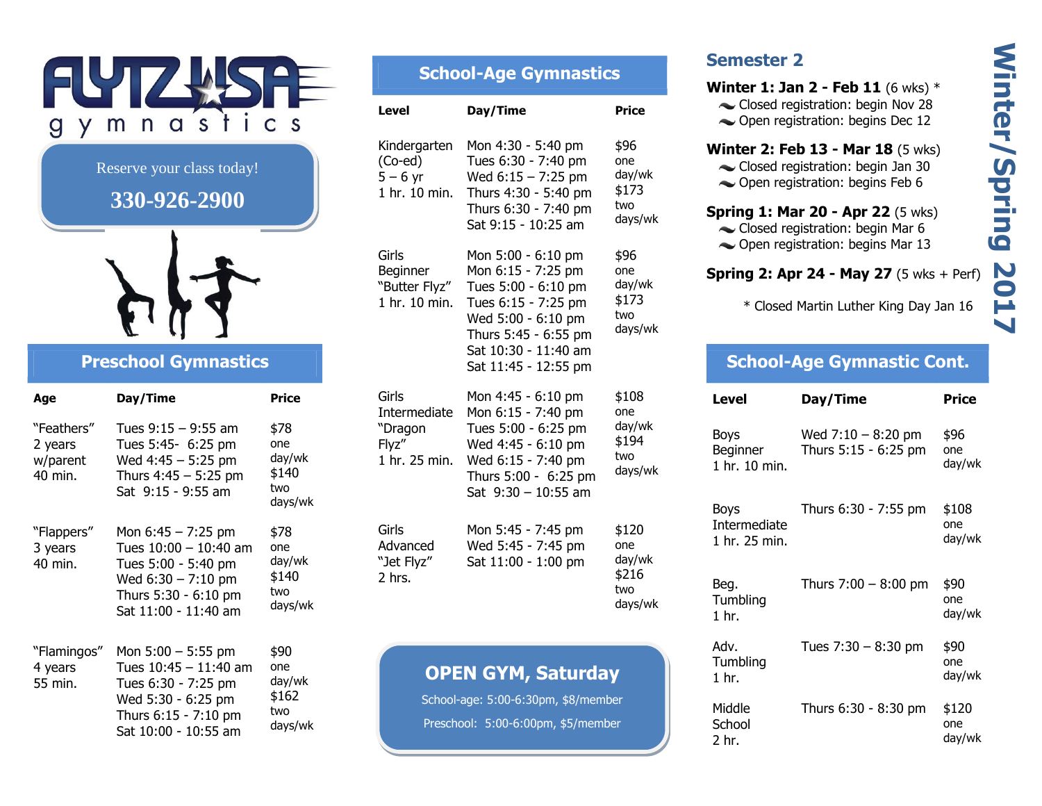# FLYTZ USA gymnastics

Reserve your class today!

**330-926-2900**

## Preschool Gymnastics

| Age | Day/Time | Price |
|---|---|---|
| "Feathers" 2 years w/parent 40 min. | Tues 9:15 – 9:55 am<br>Tues 5:45- 6:25 pm<br>Wed 4:45 – 5:25 pm<br>Thurs 4:45 – 5:25 pm<br>Sat 9:15 - 9:55 am | $78 one day/wk<br>$140 two days/wk |
| "Flappers" 3 years 40 min. | Mon 6:45 – 7:25 pm<br>Tues 10:00 – 10:40 am<br>Tues 5:00 - 5:40 pm<br>Wed 6:30 – 7:10 pm<br>Thurs 5:30 - 6:10 pm<br>Sat 11:00 - 11:40 am | $78 one day/wk<br>$140 two days/wk |
| "Flamingos" 4 years 55 min. | Mon 5:00 – 5:55 pm<br>Tues 10:45 – 11:40 am<br>Tues 6:30 - 7:25 pm<br>Wed 5:30 - 6:25 pm<br>Thurs 6:15 - 7:10 pm<br>Sat 10:00 - 10:55 am | $90 one day/wk<br>$162 two days/wk |

## School-Age Gymnastics

| Level | Day/Time | Price |
|---|---|---|
| Kindergarten (Co-ed) 5 – 6 yr 1 hr. 10 min. | Mon 4:30 - 5:40 pm<br>Tues 6:30 - 7:40 pm<br>Wed 6:15 – 7:25 pm<br>Thurs 4:30 - 5:40 pm<br>Thurs 6:30 - 7:40 pm<br>Sat 9:15 - 10:25 am | $96 one day/wk<br>$173 two days/wk |
| Girls Beginner "Butter Flyz" 1 hr. 10 min. | Mon 5:00 - 6:10 pm<br>Mon 6:15 - 7:25 pm<br>Tues 5:00 - 6:10 pm<br>Tues 6:15 - 7:25 pm<br>Wed 5:00 - 6:10 pm<br>Thurs 5:45 - 6:55 pm<br>Sat 10:30 - 11:40 am<br>Sat 11:45 - 12:55 pm | $96 one day/wk<br>$173 two days/wk |
| Girls Intermediate "Dragon Flyz" 1 hr. 25 min. | Mon 4:45 - 6:10 pm<br>Mon 6:15 - 7:40 pm<br>Tues 5:00 - 6:25 pm<br>Wed 4:45 - 6:10 pm<br>Wed 6:15 - 7:40 pm<br>Thurs 5:00 - 6:25 pm<br>Sat 9:30 – 10:55 am | $108 one day/wk<br>$194 two days/wk |
| Girls Advanced "Jet Flyz" 2 hrs. | Mon 5:45 - 7:45 pm<br>Wed 5:45 - 7:45 pm<br>Sat 11:00 - 1:00 pm | $120 one day/wk<br>$216 two days/wk |

## OPEN GYM, Saturday

School-age: 5:00-6:30pm, $8/member

Preschool: 5:00-6:00pm, $5/member

## Winter/Spring 2017

### Semester 2

**Winter 1: Jan 2 - Feb 11** (6 wks) *
- Closed registration: begin Nov 28
- Open registration: begins Dec 12

**Winter 2: Feb 13 - Mar 18** (5 wks)
- Closed registration: begin Jan 30
- Open registration: begins Feb 6

**Spring 1: Mar 20 - Apr 22** (5 wks)
- Closed registration: begin Mar 6
- Open registration: begins Mar 13

**Spring 2: Apr 24 - May 27** (5 wks + Perf)

* Closed Martin Luther King Day Jan 16

## School-Age Gymnastic Cont.

| Level | Day/Time | Price |
|---|---|---|
| Boys Beginner 1 hr. 10 min. | Wed 7:10 – 8:20 pm<br>Thurs 5:15 - 6:25 pm | $96 one day/wk |
| Boys Intermediate 1 hr. 25 min. | Thurs 6:30 - 7:55 pm | $108 one day/wk |
| Beg. Tumbling 1 hr. | Thurs 7:00 – 8:00 pm | $90 one day/wk |
| Adv. Tumbling 1 hr. | Tues 7:30 – 8:30 pm | $90 one day/wk |
| Middle School 2 hr. | Thurs 6:30 - 8:30 pm | $120 one day/wk |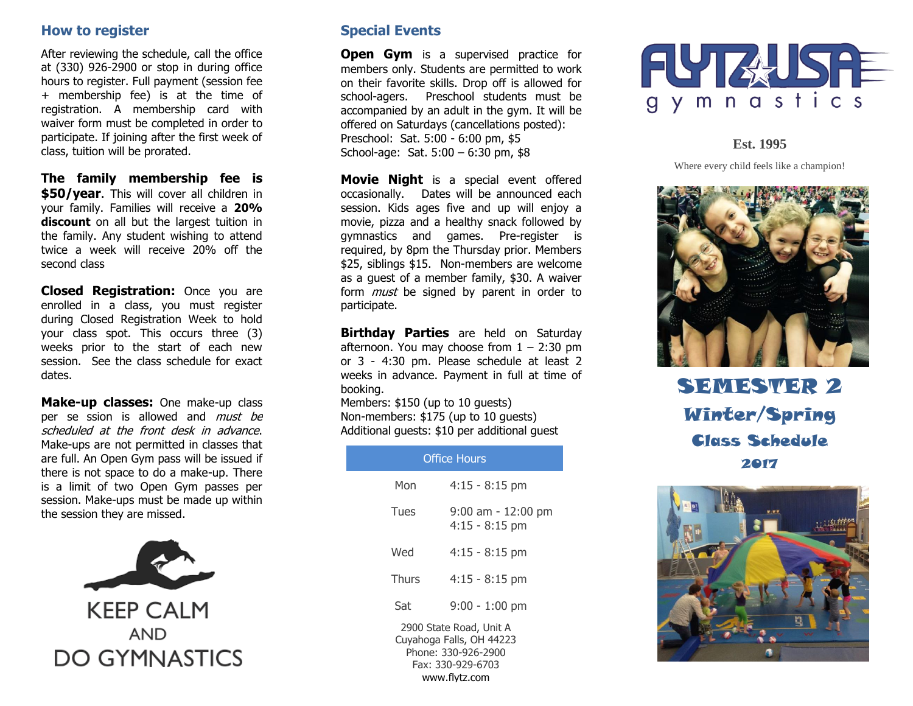## How to register

After reviewing the schedule, call the office at (330) 926-2900 or stop in during office hours to register. Full payment (session fee + membership fee) is at the time of registration. A membership card with waiver form must be completed in order to participate. If joining after the first week of class, tuition will be prorated.

**The family membership fee is $50/year**. This will cover all children in your family. Families will receive a **20% discount** on all but the largest tuition in the family. Any student wishing to attend twice a week will receive 20% off the second class

**Closed Registration:** Once you are enrolled in a class, you must register during Closed Registration Week to hold your class spot. This occurs three (3) weeks prior to the start of each new session. See the class schedule for exact dates.

**Make-up classes:** One make-up class per se ssion is allowed and *must be scheduled at the front desk in advance*. Make-ups are not permitted in classes that are full. An Open Gym pass will be issued if there is not space to do a make-up. There is a limit of two Open Gym passes per session. Make-ups must be made up within the session they are missed.

KEEP CALM
AND
DO GYMNASTICS

## Special Events

**Open Gym** is a supervised practice for members only. Students are permitted to work on their favorite skills. Drop off is allowed for school-agers. Preschool students must be accompanied by an adult in the gym. It will be offered on Saturdays (cancellations posted):
Preschool: Sat. 5:00 - 6:00 pm, $5
School-age: Sat. 5:00 – 6:30 pm, $8

**Movie Night** is a special event offered occasionally. Dates will be announced each session. Kids ages five and up will enjoy a movie, pizza and a healthy snack followed by gymnastics and games. Pre-register is required, by 8pm the Thursday prior. Members $25, siblings $15. Non-members are welcome as a guest of a member family, $30. A waiver form *must* be signed by parent in order to participate.

**Birthday Parties** are held on Saturday afternoon. You may choose from 1 – 2:30 pm or 3 - 4:30 pm. Please schedule at least 2 weeks in advance. Payment in full at time of booking.
Members: $150 (up to 10 guests)
Non-members: $175 (up to 10 guests)
Additional guests: $10 per additional guest

| Office Hours | |
|---|---|
| Mon | 4:15 - 8:15 pm |
| Tues | 9:00 am - 12:00 pm<br>4:15 - 8:15 pm |
| Wed | 4:15 - 8:15 pm |
| Thurs | 4:15 - 8:15 pm |
| Sat | 9:00 - 1:00 pm |

2900 State Road, Unit A
Cuyahoga Falls, OH 44223
Phone: 330-926-2900
Fax: 330-929-6703
www.flytz.com

FLYTZ USA
gymnastics

**Est. 1995**

Where every child feels like a champion!

# SEMESTER 2
## Winter/Spring
## Class Schedule
## 2017